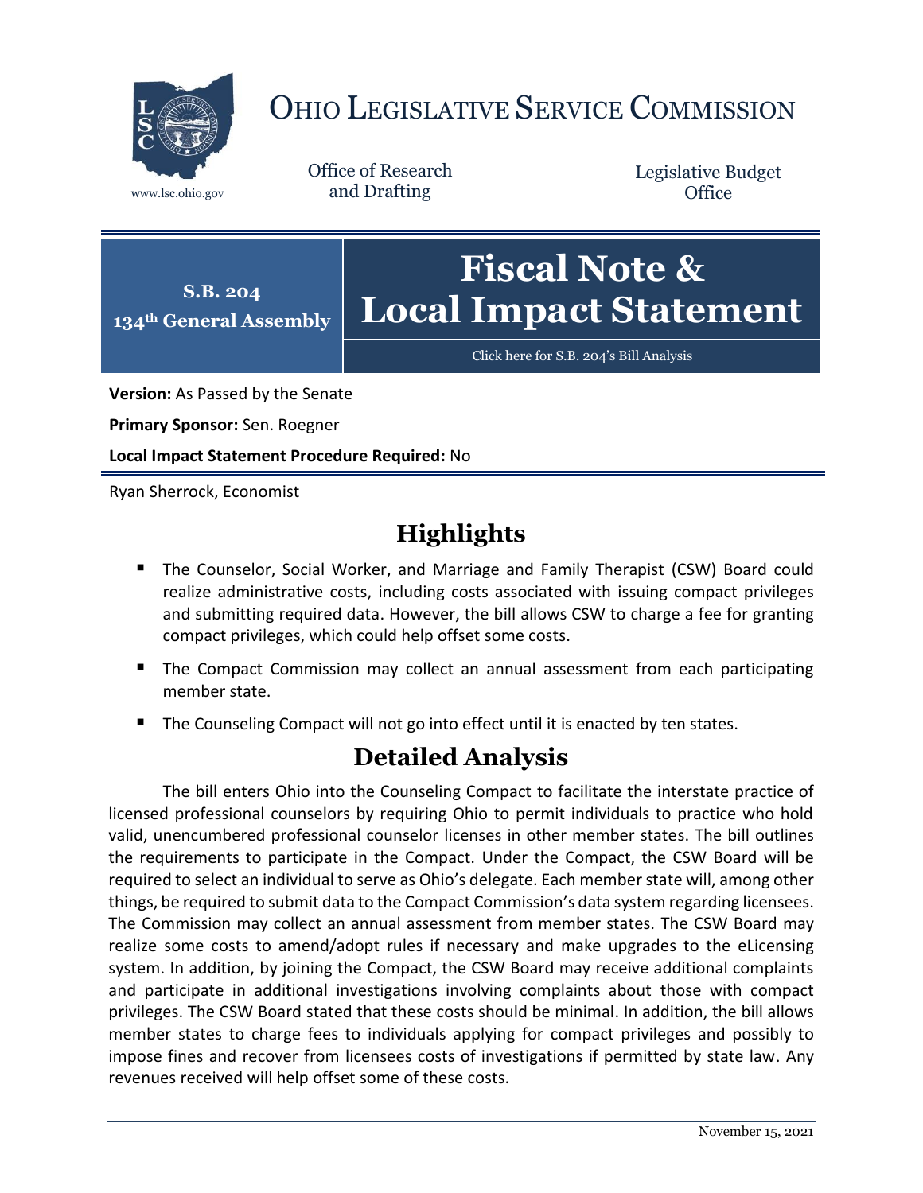# OHIO LEGISLATIVE SERVICE COMMISSION

www.lsc.ohio.gov

Office of Research and Drafting

Legislative Budget Office

**S.B. 204**
**134th General Assembly**

# Fiscal Note & Local Impact Statement

Click here for S.B. 204's Bill Analysis

**Version:** As Passed by the Senate

**Primary Sponsor:** Sen. Roegner

**Local Impact Statement Procedure Required:** No

Ryan Sherrock, Economist

## Highlights

- The Counselor, Social Worker, and Marriage and Family Therapist (CSW) Board could realize administrative costs, including costs associated with issuing compact privileges and submitting required data. However, the bill allows CSW to charge a fee for granting compact privileges, which could help offset some costs.
- The Compact Commission may collect an annual assessment from each participating member state.
- The Counseling Compact will not go into effect until it is enacted by ten states.

## Detailed Analysis

The bill enters Ohio into the Counseling Compact to facilitate the interstate practice of licensed professional counselors by requiring Ohio to permit individuals to practice who hold valid, unencumbered professional counselor licenses in other member states. The bill outlines the requirements to participate in the Compact. Under the Compact, the CSW Board will be required to select an individual to serve as Ohio's delegate. Each member state will, among other things, be required to submit data to the Compact Commission's data system regarding licensees. The Commission may collect an annual assessment from member states. The CSW Board may realize some costs to amend/adopt rules if necessary and make upgrades to the eLicensing system. In addition, by joining the Compact, the CSW Board may receive additional complaints and participate in additional investigations involving complaints about those with compact privileges. The CSW Board stated that these costs should be minimal. In addition, the bill allows member states to charge fees to individuals applying for compact privileges and possibly to impose fines and recover from licensees costs of investigations if permitted by state law. Any revenues received will help offset some of these costs.

November 15, 2021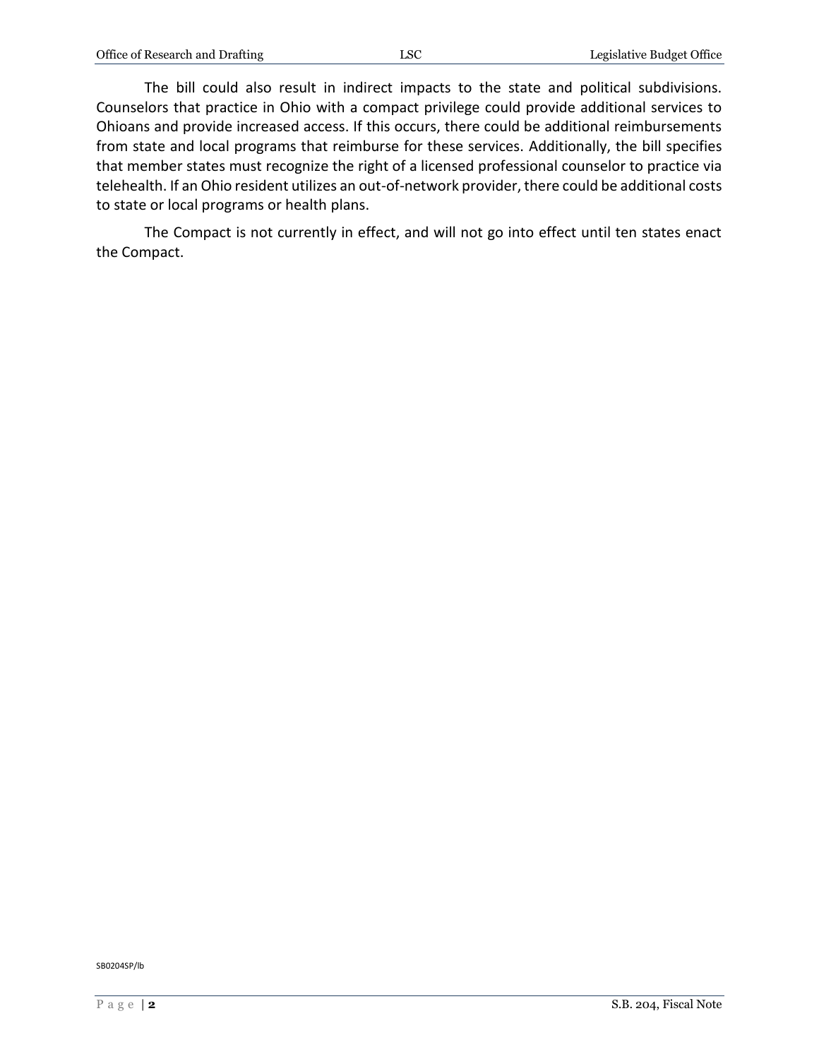The bill could also result in indirect impacts to the state and political subdivisions. Counselors that practice in Ohio with a compact privilege could provide additional services to Ohioans and provide increased access. If this occurs, there could be additional reimbursements from state and local programs that reimburse for these services. Additionally, the bill specifies that member states must recognize the right of a licensed professional counselor to practice via telehealth. If an Ohio resident utilizes an out-of-network provider, there could be additional costs to state or local programs or health plans.

The Compact is not currently in effect, and will not go into effect until ten states enact the Compact.

SB0204SP/lb